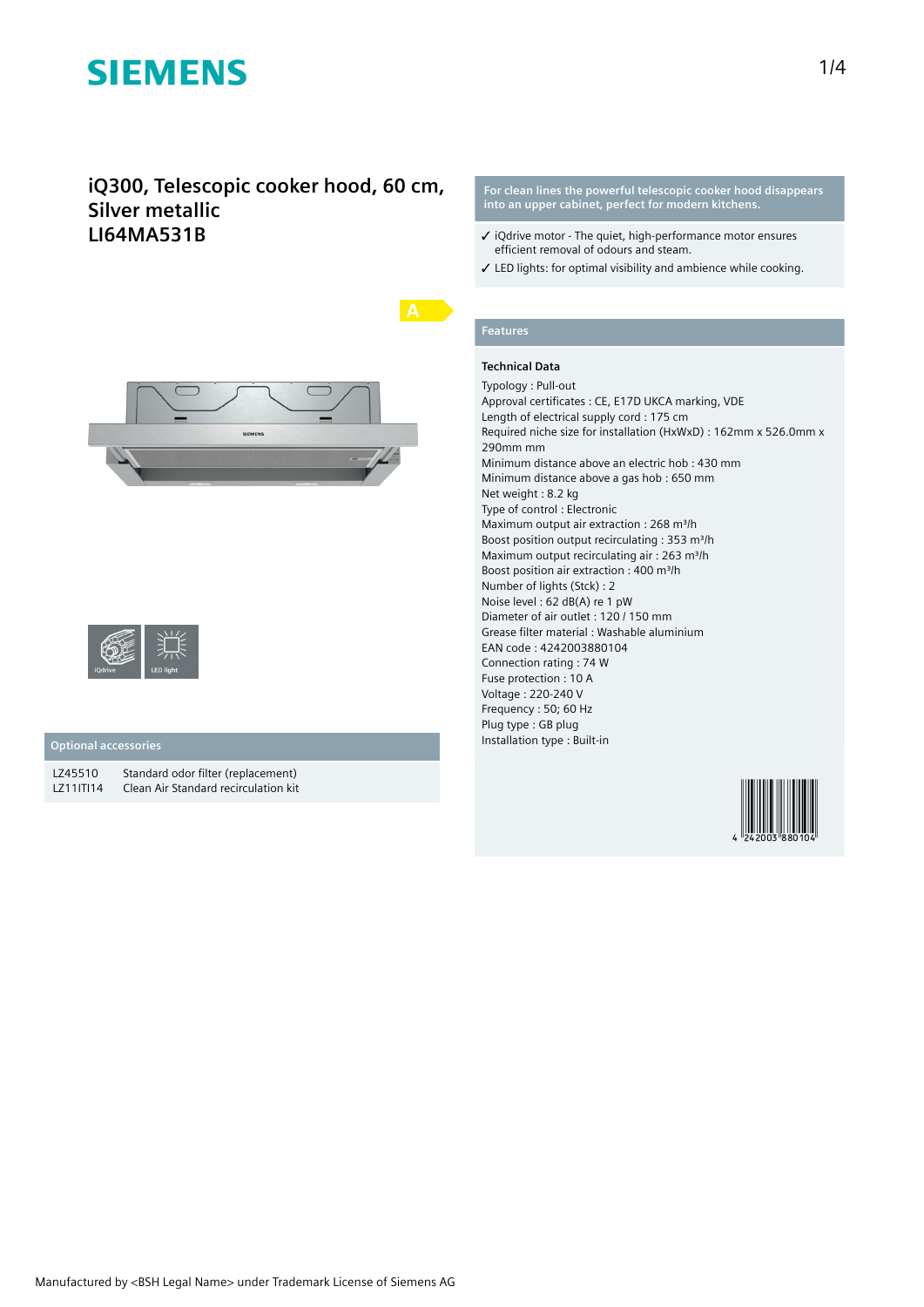# SIEMENS

## iQ300, Telescopic cooker hood, 60 cm, Silver metallic
## LI64MA531B

A

iQdrive

LED light

### Optional accessories

| | |
|---|---|
| LZ45510 | Standard odor filter (replacement) |
| LZ11ITI14 | Clean Air Standard recirculation kit |

**For clean lines the powerful telescopic cooker hood disappears into an upper cabinet, perfect for modern kitchens.**

- ✓ iQdrive motor - The quiet, high-performance motor ensures efficient removal of odours and steam.
- ✓ LED lights: for optimal visibility and ambience while cooking.

### Features

#### Technical Data

Typology : Pull-out
Approval certificates : CE, E17D UKCA marking, VDE
Length of electrical supply cord : 175 cm
Required niche size for installation (HxWxD) : 162mm x 526.0mm x 290mm mm
Minimum distance above an electric hob : 430 mm
Minimum distance above a gas hob : 650 mm
Net weight : 8.2 kg
Type of control : Electronic
Maximum output air extraction : 268 m³/h
Boost position output recirculating : 353 m³/h
Maximum output recirculating air : 263 m³/h
Boost position air extraction : 400 m³/h
Number of lights (Stck) : 2
Noise level : 62 dB(A) re 1 pW
Diameter of air outlet : 120 / 150 mm
Grease filter material : Washable aluminium
EAN code : 4242003880104
Connection rating : 74 W
Fuse protection : 10 A
Voltage : 220-240 V
Frequency : 50; 60 Hz
Plug type : GB plug
Installation type : Built-in

4 242003 880104

Manufactured by <BSH Legal Name> under Trademark License of Siemens AG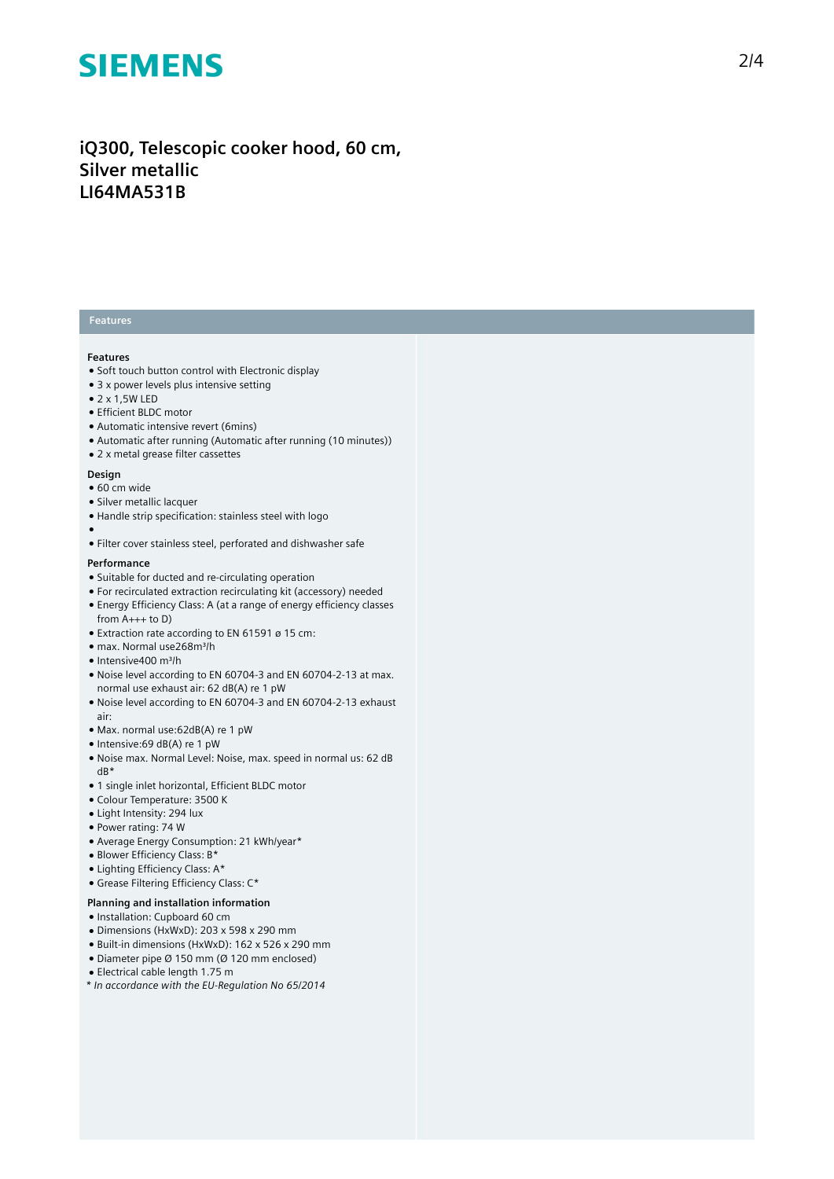# iQ300, Telescopic cooker hood, 60 cm, Silver metallic LI64MA531B

## Features

### Features

- Soft touch button control with Electronic display
- 3 x power levels plus intensive setting
- 2 x 1,5W LED
- Efficient BLDC motor
- Automatic intensive revert (6mins)
- Automatic after running (Automatic after running (10 minutes))
- 2 x metal grease filter cassettes

### Design

- 60 cm wide
- Silver metallic lacquer
- Handle strip specification: stainless steel with logo
- 
- Filter cover stainless steel, perforated and dishwasher safe

### Performance

- Suitable for ducted and re-circulating operation
- For recirculated extraction recirculating kit (accessory) needed
- Energy Efficiency Class: A (at a range of energy efficiency classes from A+++ to D)
- Extraction rate according to EN 61591 ø 15 cm:
- max. Normal use268m³/h
- Intensive400 m³/h
- Noise level according to EN 60704-3 and EN 60704-2-13 at max. normal use exhaust air: 62 dB(A) re 1 pW
- Noise level according to EN 60704-3 and EN 60704-2-13 exhaust air:
- Max. normal use:62dB(A) re 1 pW
- Intensive:69 dB(A) re 1 pW
- Noise max. Normal Level: Noise, max. speed in normal us: 62 dB dB*
- 1 single inlet horizontal, Efficient BLDC motor
- Colour Temperature: 3500 K
- Light Intensity: 294 lux
- Power rating: 74 W
- Average Energy Consumption: 21 kWh/year*
- Blower Efficiency Class: B*
- Lighting Efficiency Class: A*
- Grease Filtering Efficiency Class: C*

### Planning and installation information

- Installation: Cupboard 60 cm
- Dimensions (HxWxD): 203 x 598 x 290 mm
- Built-in dimensions (HxWxD): 162 x 526 x 290 mm
- Diameter pipe Ø 150 mm (Ø 120 mm enclosed)
- Electrical cable length 1.75 m

*\* In accordance with the EU-Regulation No 65/2014*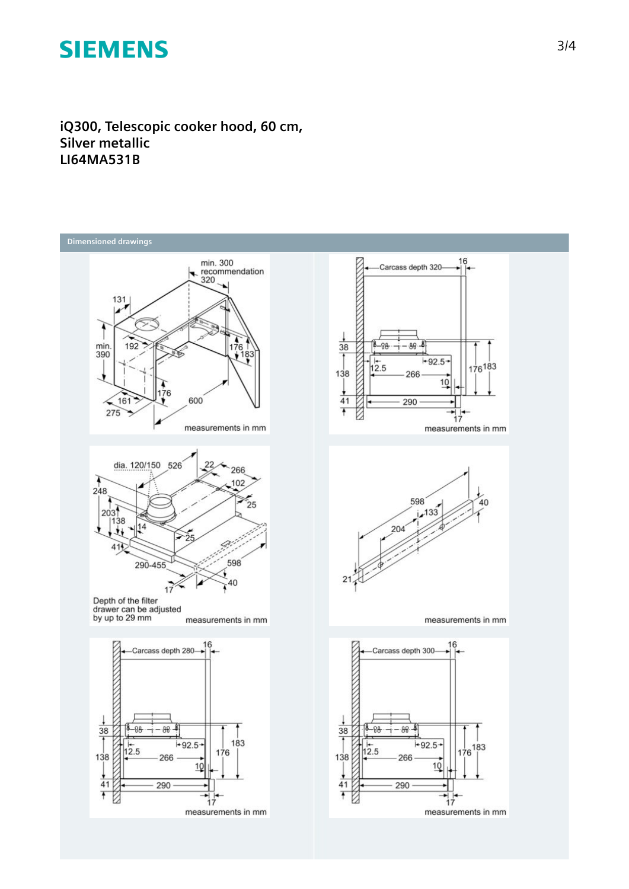# iQ300, Telescopic cooker hood, 60 cm, Silver metallic
# LI64MA531B

## Dimensioned drawings

min. 300 recommendation 320

131

min. 390

192

176

183

176

161

275

600

measurements in mm

Carcass depth 320

16

38

138

41

12.5

92.5

266

10

290

17

176

183

measurements in mm

dia. 120/150

526

22

266

102

248

25

203

138

14

41

25

290-455

598

17

40

Depth of the filter drawer can be adjusted by up to 29 mm

measurements in mm

598

133

40

204

21

measurements in mm

Carcass depth 280

16

38

138

41

12.5

92.5

266

10

290

17

176

183

measurements in mm

Carcass depth 300

16

38

138

41

12.5

92.5

266

10

290

17

176

183

measurements in mm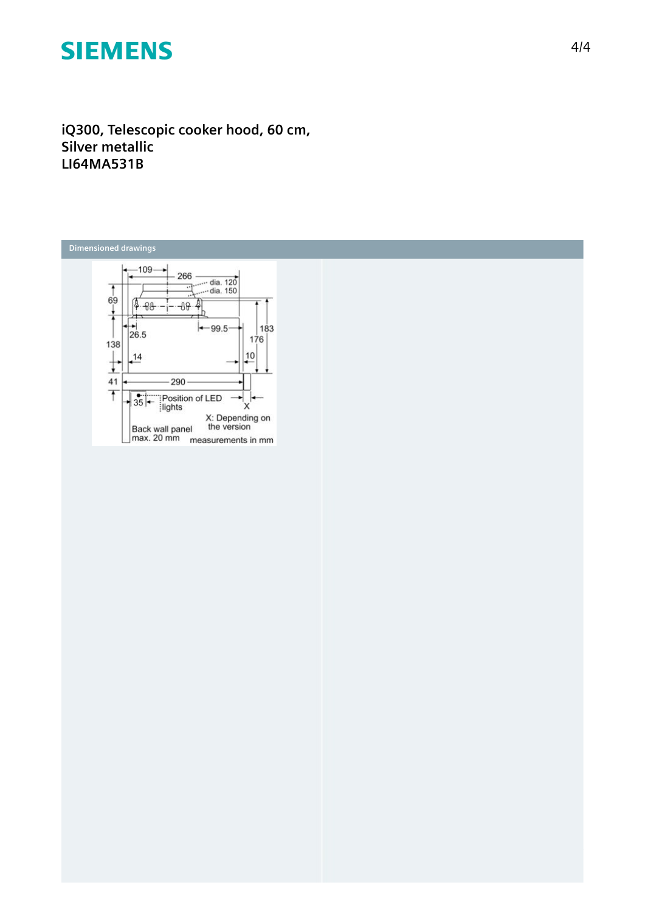# iQ300, Telescopic cooker hood, 60 cm, Silver metallic LI64MA531B

## Dimensioned drawings

109
266
dia. 120
dia. 150
69
26.5
99.5
183
176
138
14
10
41
290
35
Position of LED lights
X
X: Depending on the version
Back wall panel max. 20 mm
measurements in mm